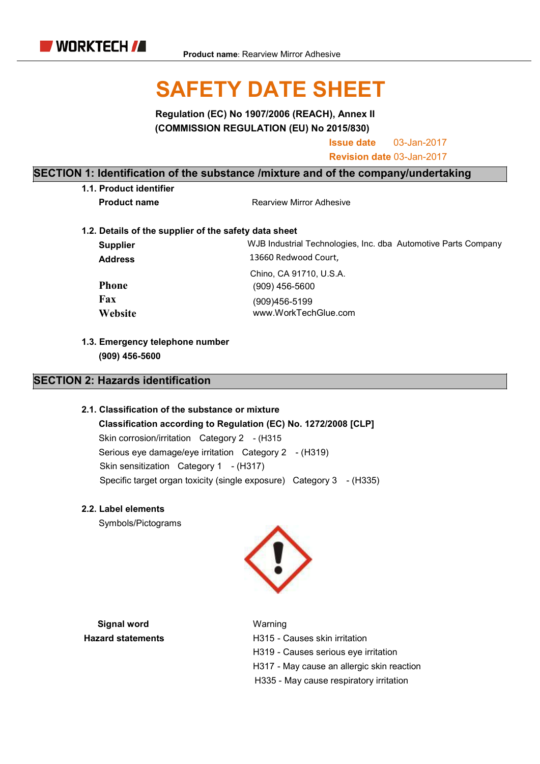Product name: Rearview Mirror Adhesive

# SAFETY DATE SHEET

**Regulation (EC) No 1907/2006 (REACH), Annex II**
**(COMMISSION REGULATION (EU) No 2015/830)**

**Issue date** 03-Jan-2017
**Revision date** 03-Jan-2017

## SECTION 1: Identification of the substance /mixture and of the company/undertaking

### 1.1. Product identifier

**Product name** Rearview Mirror Adhesive

### 1.2. Details of the supplier of the safety data sheet

**Supplier** WJB Industrial Technologies, Inc. dba Automotive Parts Company
**Address** 13660 Redwood Court,
Chino, CA 91710, U.S.A.
**Phone** (909) 456-5600
**Fax** (909)456-5199
**Website** www.WorkTechGlue.com

### 1.3. Emergency telephone number

**(909) 456-5600**

## SECTION 2: Hazards identification

### 2.1. Classification of the substance or mixture

**Classification according to Regulation (EC) No. 1272/2008 [CLP]**

Skin corrosion/irritation Category 2 - (H315
Serious eye damage/eye irritation Category 2 - (H319)
Skin sensitization Category 1 - (H317)
Specific target organ toxicity (single exposure) Category 3 - (H335)

### 2.2. Label elements

Symbols/Pictograms

**Signal word** Warning
**Hazard statements** H315 - Causes skin irritation
H319 - Causes serious eye irritation
H317 - May cause an allergic skin reaction
H335 - May cause respiratory irritation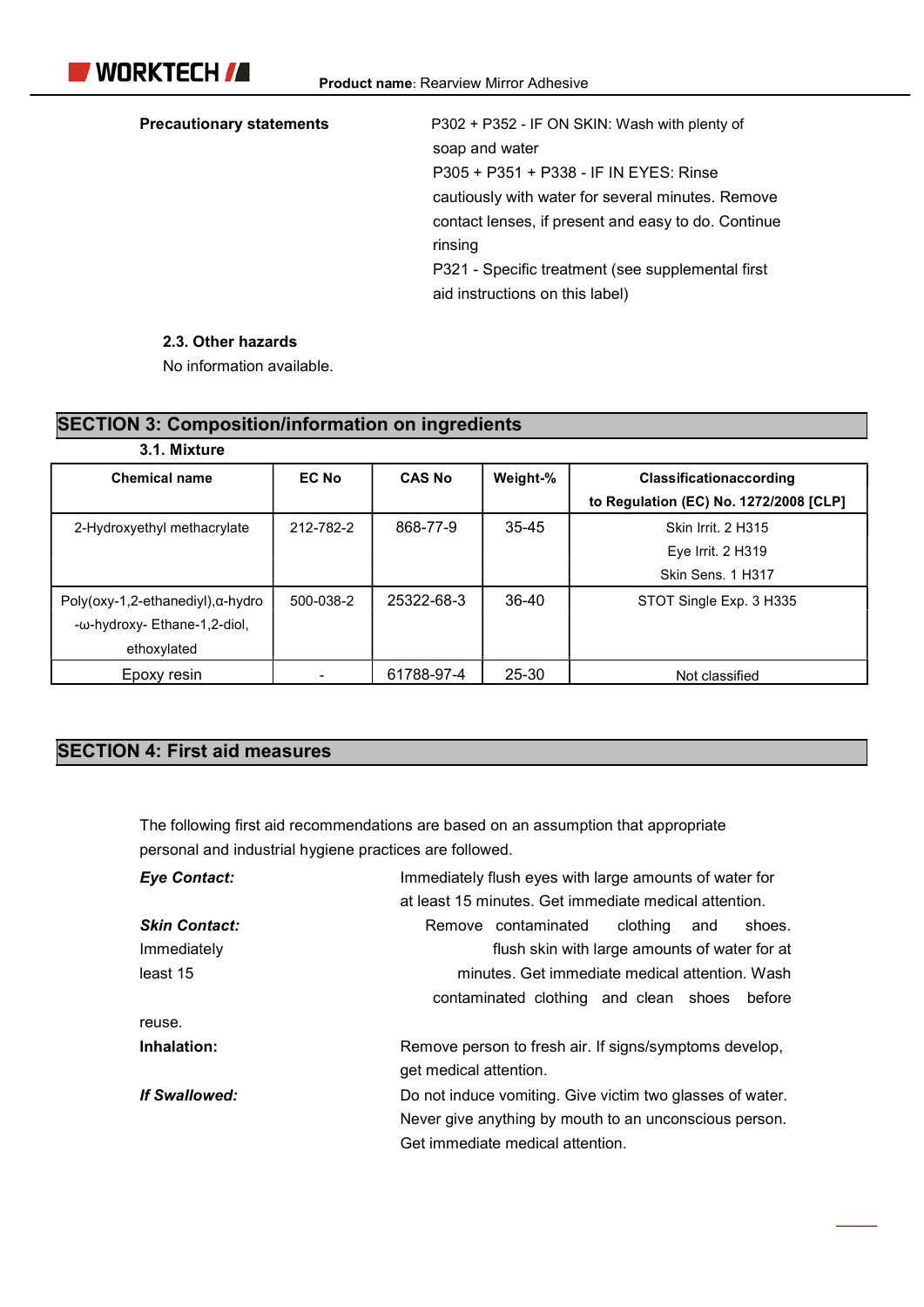**Precautionary statements**

P302 + P352 - IF ON SKIN: Wash with plenty of soap and water
P305 + P351 + P338 - IF IN EYES: Rinse cautiously with water for several minutes. Remove contact lenses, if present and easy to do. Continue rinsing
P321 - Specific treatment (see supplemental first aid instructions on this label)

### 2.3. Other hazards

No information available.

## SECTION 3: Composition/information on ingredients

### 3.1. Mixture

| Chemical name | EC No | CAS No | Weight-% | Classificationaccording to Regulation (EC) No. 1272/2008 [CLP] |
|---|---|---|---|---|
| 2-Hydroxyethyl methacrylate | 212-782-2 | 868-77-9 | 35-45 | Skin Irrit. 2 H315<br>Eye Irrit. 2 H319<br>Skin Sens. 1 H317 |
| Poly(oxy-1,2-ethanediyl),α-hydro-ω-hydroxy- Ethane-1,2-diol, ethoxylated | 500-038-2 | 25322-68-3 | 36-40 | STOT Single Exp. 3 H335 |
| Epoxy resin | - | 61788-97-4 | 25-30 | Not classified |

## SECTION 4: First aid measures

The following first aid recommendations are based on an assumption that appropriate personal and industrial hygiene practices are followed.

***Eye Contact:*** Immediately flush eyes with large amounts of water for at least 15 minutes. Get immediate medical attention.

***Skin Contact:*** Remove contaminated clothing and shoes. Immediately flush skin with large amounts of water for at least 15 minutes. Get immediate medical attention. Wash contaminated clothing and clean shoes before reuse.

**Inhalation:** Remove person to fresh air. If signs/symptoms develop, get medical attention.

***If Swallowed:*** Do not induce vomiting. Give victim two glasses of water. Never give anything by mouth to an unconscious person. Get immediate medical attention.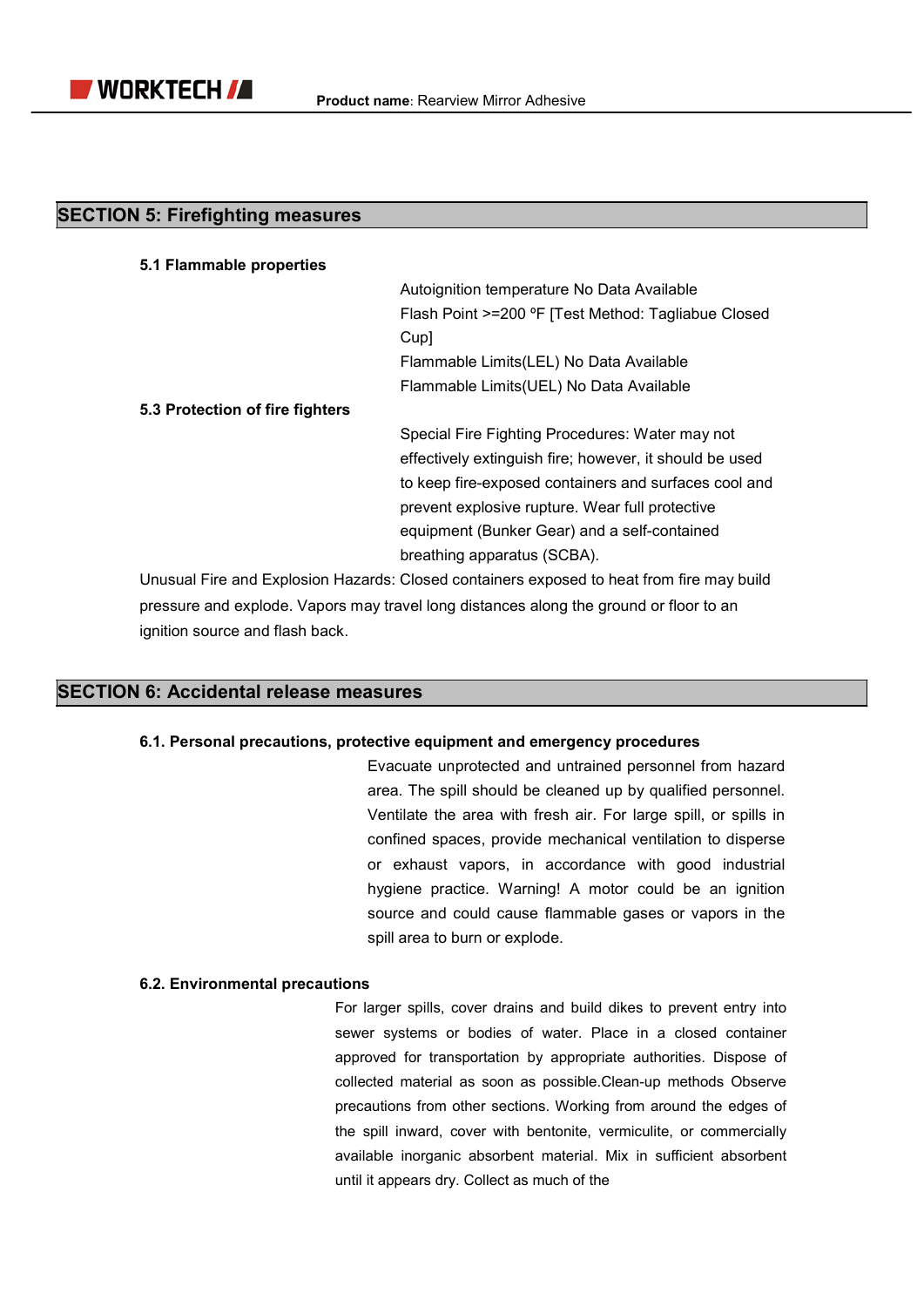## SECTION 5: Firefighting measures

### 5.1 Flammable properties

Autoignition temperature No Data Available
Flash Point >=200 ºF [Test Method: Tagliabue Closed Cup]
Flammable Limits(LEL) No Data Available
Flammable Limits(UEL) No Data Available

### 5.3 Protection of fire fighters

Special Fire Fighting Procedures: Water may not effectively extinguish fire; however, it should be used to keep fire-exposed containers and surfaces cool and prevent explosive rupture. Wear full protective equipment (Bunker Gear) and a self-contained breathing apparatus (SCBA).

Unusual Fire and Explosion Hazards: Closed containers exposed to heat from fire may build pressure and explode. Vapors may travel long distances along the ground or floor to an ignition source and flash back.

## SECTION 6: Accidental release measures

### 6.1. Personal precautions, protective equipment and emergency procedures

Evacuate unprotected and untrained personnel from hazard area. The spill should be cleaned up by qualified personnel. Ventilate the area with fresh air. For large spill, or spills in confined spaces, provide mechanical ventilation to disperse or exhaust vapors, in accordance with good industrial hygiene practice. Warning! A motor could be an ignition source and could cause flammable gases or vapors in the spill area to burn or explode.

### 6.2. Environmental precautions

For larger spills, cover drains and build dikes to prevent entry into sewer systems or bodies of water. Place in a closed container approved for transportation by appropriate authorities. Dispose of collected material as soon as possible.Clean-up methods Observe precautions from other sections. Working from around the edges of the spill inward, cover with bentonite, vermiculite, or commercially available inorganic absorbent material. Mix in sufficient absorbent until it appears dry. Collect as much of the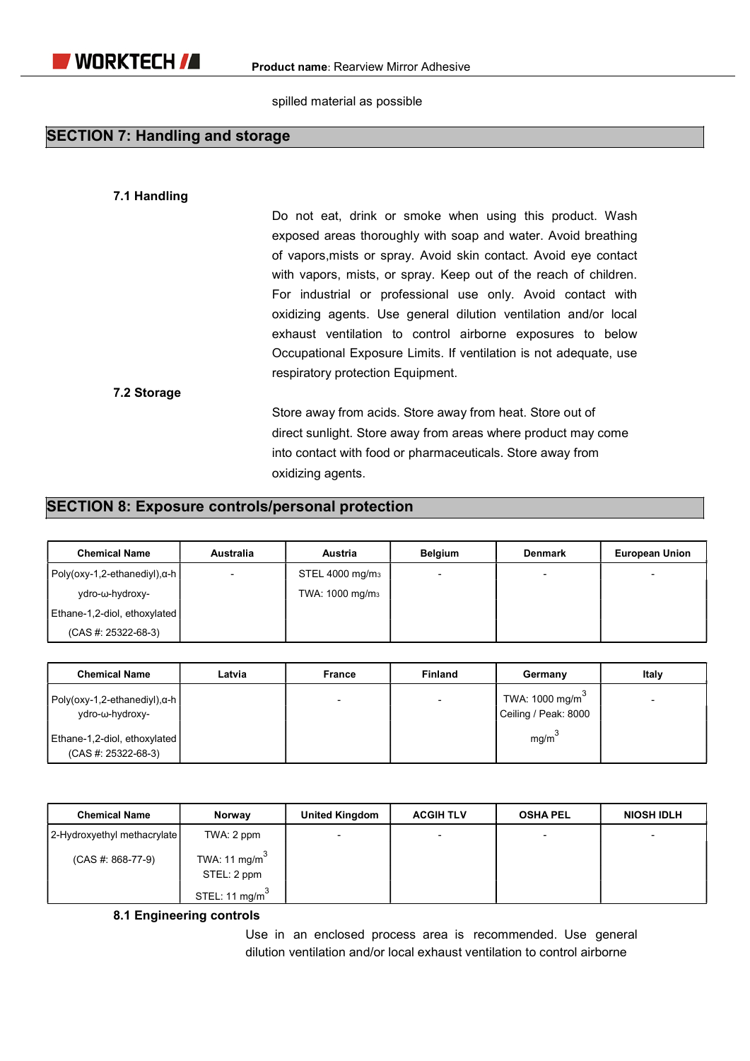spilled material as possible

## SECTION 7: Handling and storage

### 7.1 Handling

Do not eat, drink or smoke when using this product. Wash exposed areas thoroughly with soap and water. Avoid breathing of vapors,mists or spray. Avoid skin contact. Avoid eye contact with vapors, mists, or spray. Keep out of the reach of children. For industrial or professional use only. Avoid contact with oxidizing agents. Use general dilution ventilation and/or local exhaust ventilation to control airborne exposures to below Occupational Exposure Limits. If ventilation is not adequate, use respiratory protection Equipment.

### 7.2 Storage

Store away from acids. Store away from heat. Store out of direct sunlight. Store away from areas where product may come into contact with food or pharmaceuticals. Store away from oxidizing agents.

## SECTION 8: Exposure controls/personal protection

| Chemical Name | Australia | Austria | Belgium | Denmark | European Union |
|---|---|---|---|---|---|
| Poly(oxy-1,2-ethanediyl),α-hydro-ω-hydroxy- Ethane-1,2-diol, ethoxylated (CAS #: 25322-68-3) | - | STEL 4000 mg/m3 TWA: 1000 mg/m3 | - | - | - |

| Chemical Name | Latvia | France | Finland | Germany | Italy |
|---|---|---|---|---|---|
| Poly(oxy-1,2-ethanediyl),α-hydro-ω-hydroxy- Ethane-1,2-diol, ethoxylated (CAS #: 25322-68-3) | | - | - | TWA: 1000 $mg/m^3$ Ceiling / Peak: 8000 $mg/m^3$ | - |

| Chemical Name | Norway | United Kingdom | ACGIH TLV | OSHA PEL | NIOSH IDLH |
|---|---|---|---|---|---|
| 2-Hydroxyethyl methacrylate (CAS #: 868-77-9) | TWA: 2 ppm TWA: 11 $mg/m^3$ STEL: 2 ppm STEL: 11 $mg/m^3$ | - | - | - | - |

### 8.1 Engineering controls

Use in an enclosed process area is recommended. Use general dilution ventilation and/or local exhaust ventilation to control airborne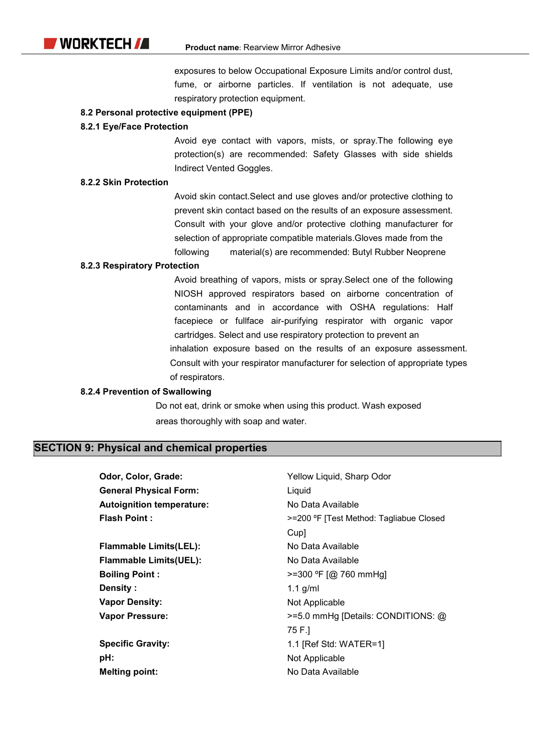exposures to below Occupational Exposure Limits and/or control dust, fume, or airborne particles. If ventilation is not adequate, use respiratory protection equipment.

### 8.2 Personal protective equipment (PPE)

#### 8.2.1 Eye/Face Protection

Avoid eye contact with vapors, mists, or spray.The following eye protection(s) are recommended: Safety Glasses with side shields Indirect Vented Goggles.

#### 8.2.2 Skin Protection

Avoid skin contact.Select and use gloves and/or protective clothing to prevent skin contact based on the results of an exposure assessment. Consult with your glove and/or protective clothing manufacturer for selection of appropriate compatible materials.Gloves made from the following material(s) are recommended: Butyl Rubber Neoprene

#### 8.2.3 Respiratory Protection

Avoid breathing of vapors, mists or spray.Select one of the following NIOSH approved respirators based on airborne concentration of contaminants and in accordance with OSHA regulations: Half facepiece or fullface air-purifying respirator with organic vapor cartridges. Select and use respiratory protection to prevent an inhalation exposure based on the results of an exposure assessment. Consult with your respirator manufacturer for selection of appropriate types of respirators.

#### 8.2.4 Prevention of Swallowing

Do not eat, drink or smoke when using this product. Wash exposed areas thoroughly with soap and water.

## SECTION 9: Physical and chemical properties

| | |
|---|---|
| **Odor, Color, Grade:** | Yellow Liquid, Sharp Odor |
| **General Physical Form:** | Liquid |
| **Autoignition temperature:** | No Data Available |
| **Flash Point :** | >=200 ºF [Test Method: Tagliabue Closed Cup] |
| **Flammable Limits(LEL):** | No Data Available |
| **Flammable Limits(UEL):** | No Data Available |
| **Boiling Point :** | >=300 ºF [@ 760 mmHg] |
| **Density :** | 1.1 g/ml |
| **Vapor Density:** | Not Applicable |
| **Vapor Pressure:** | >=5.0 mmHg [Details: CONDITIONS: @ 75 F.] |
| **Specific Gravity:** | 1.1 [Ref Std: WATER=1] |
| **pH:** | Not Applicable |
| **Melting point:** | No Data Available |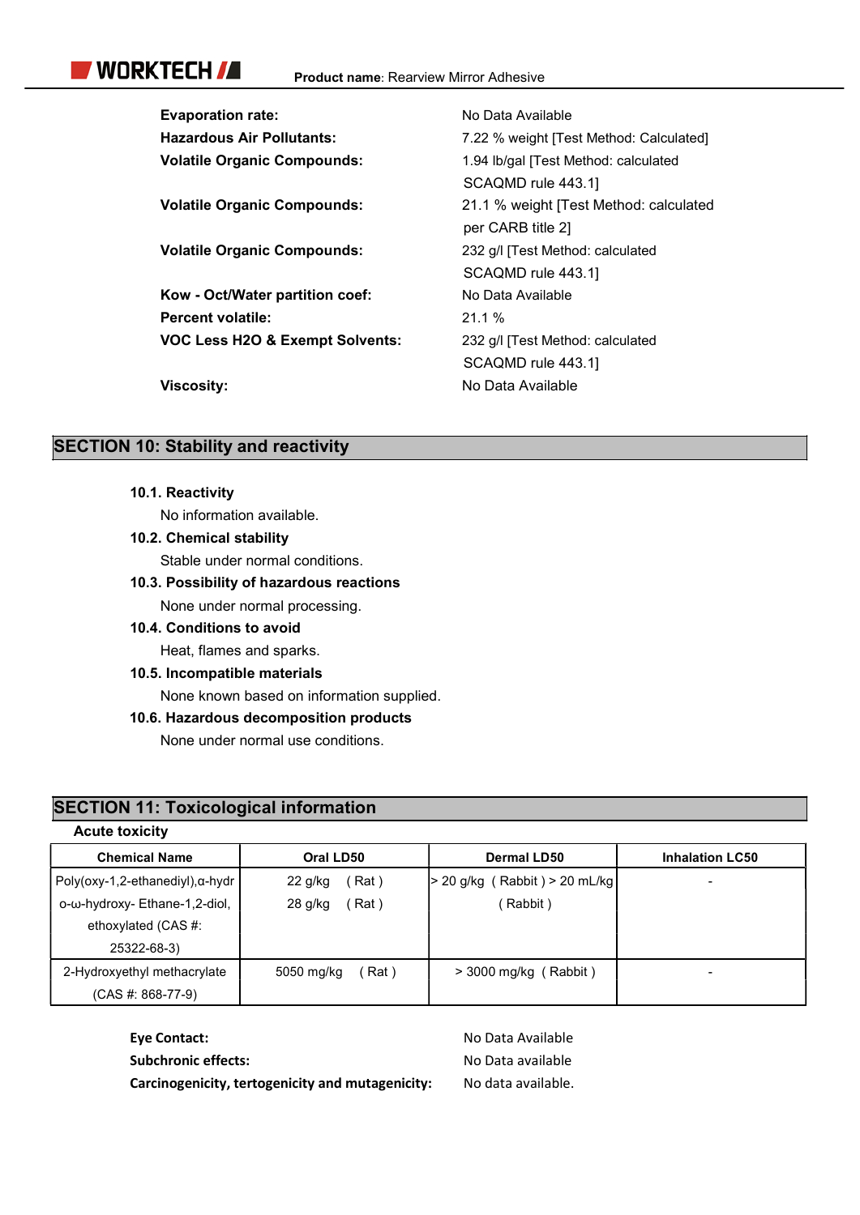| | |
|---|---|
| **Evaporation rate:** | No Data Available |
| **Hazardous Air Pollutants:** | 7.22 % weight [Test Method: Calculated] |
| **Volatile Organic Compounds:** | 1.94 lb/gal [Test Method: calculated SCAQMD rule 443.1] |
| **Volatile Organic Compounds:** | 21.1 % weight [Test Method: calculated per CARB title 2] |
| **Volatile Organic Compounds:** | 232 g/l [Test Method: calculated SCAQMD rule 443.1] |
| **Kow - Oct/Water partition coef:** | No Data Available |
| **Percent volatile:** | 21.1 % |
| **VOC Less H2O & Exempt Solvents:** | 232 g/l [Test Method: calculated SCAQMD rule 443.1] |
| **Viscosity:** | No Data Available |

## SECTION 10: Stability and reactivity

**10.1. Reactivity**

No information available.

**10.2. Chemical stability**

Stable under normal conditions.

**10.3. Possibility of hazardous reactions**

None under normal processing.

**10.4. Conditions to avoid**

Heat, flames and sparks.

**10.5. Incompatible materials**

None known based on information supplied.

**10.6. Hazardous decomposition products**

None under normal use conditions.

## SECTION 11: Toxicological information

**Acute toxicity**

| Chemical Name | Oral LD50 | Dermal LD50 | Inhalation LC50 |
|---|---|---|---|
| Poly(oxy-1,2-ethanediyl),α-hydro-ω-hydroxy- Ethane-1,2-diol, ethoxylated (CAS #: 25322-68-3) | 22 g/kg ( Rat )<br>28 g/kg ( Rat ) | > 20 g/kg ( Rabbit ) > 20 mL/kg ( Rabbit ) | - |
| 2-Hydroxyethyl methacrylate (CAS #: 868-77-9) | 5050 mg/kg ( Rat ) | > 3000 mg/kg ( Rabbit ) | - |

| | |
|---|---|
| **Eye Contact:** | No Data Available |
| **Subchronic effects:** | No Data available |
| **Carcinogenicity, tertogenicity and mutagenicity:** | No data available. |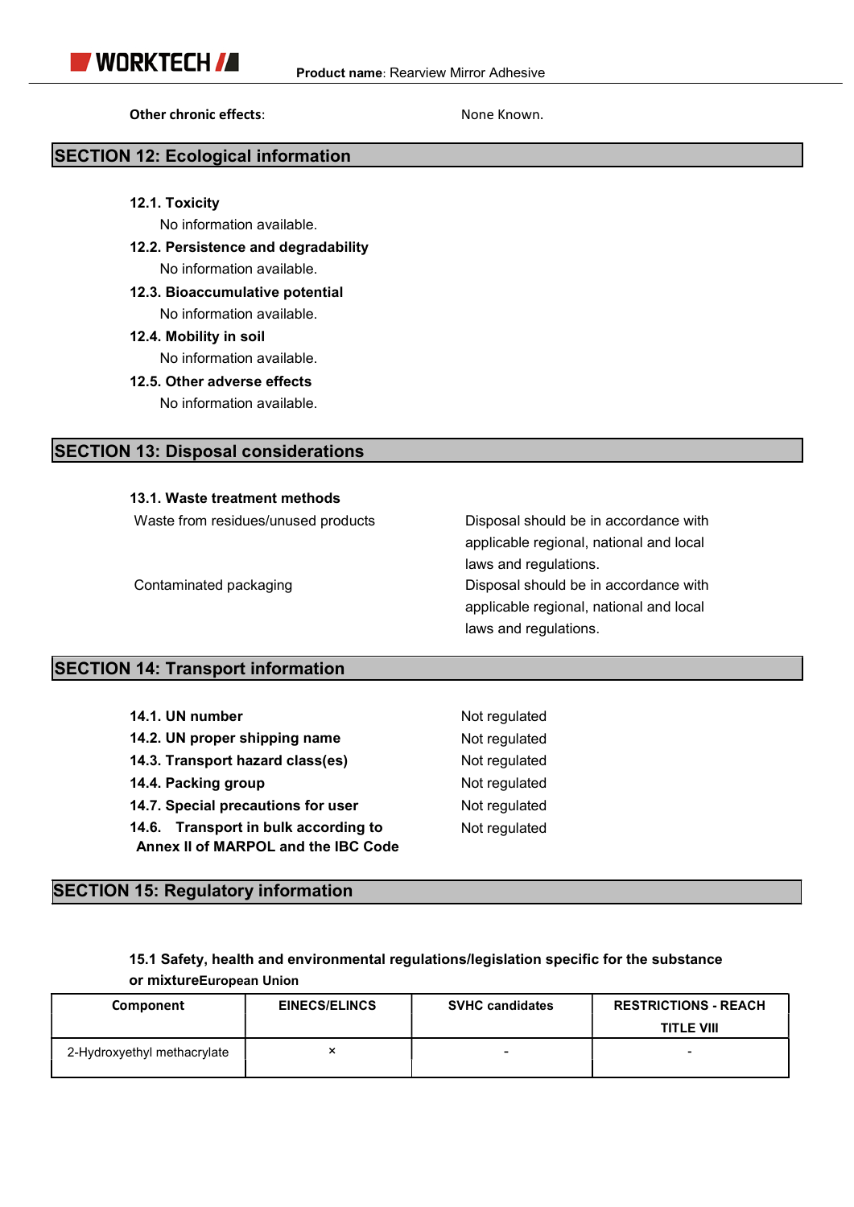**Other chronic effects**: None Known.

## SECTION 12: Ecological information

**12.1. Toxicity**

No information available.

**12.2. Persistence and degradability**

No information available.

**12.3. Bioaccumulative potential**

No information available.

**12.4. Mobility in soil**

No information available.

**12.5. Other adverse effects**

No information available.

## SECTION 13: Disposal considerations

**13.1. Waste treatment methods**

| | |
|---|---|
| Waste from residues/unused products | Disposal should be in accordance with applicable regional, national and local laws and regulations. |
| Contaminated packaging | Disposal should be in accordance with applicable regional, national and local laws and regulations. |

## SECTION 14: Transport information

| | |
|---|---|
| **14.1. UN number** | Not regulated |
| **14.2. UN proper shipping name** | Not regulated |
| **14.3. Transport hazard class(es)** | Not regulated |
| **14.4. Packing group** | Not regulated |
| **14.7. Special precautions for user** | Not regulated |
| **14.6. Transport in bulk according to Annex II of MARPOL and the IBC Code** | Not regulated |

## SECTION 15: Regulatory information

**15.1 Safety, health and environmental regulations/legislation specific for the substance or mixtureEuropean Union**

| Component | EINECS/ELINCS | SVHC candidates | RESTRICTIONS - REACH TITLE VIII |
|---|---|---|---|
| 2-Hydroxyethyl methacrylate | × | - | - |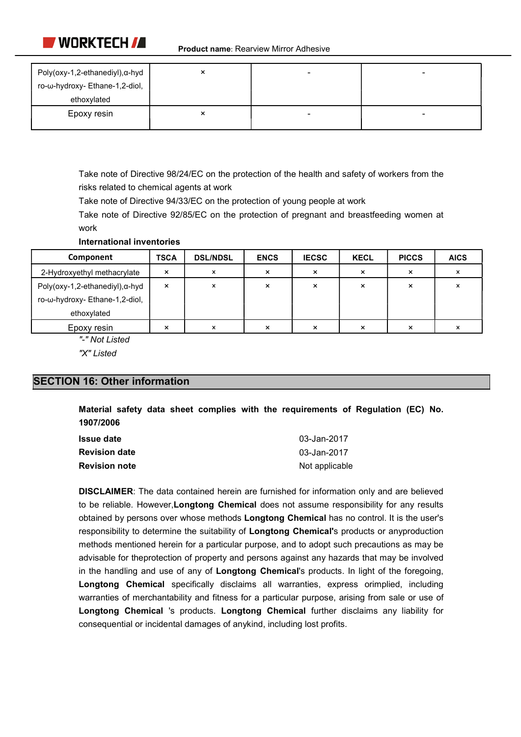| | | | |
|---|---|---|---|
| Poly(oxy-1,2-ethanediyl),α-hydro-ω-hydroxy- Ethane-1,2-diol, ethoxylated | × | - | - |
| Epoxy resin | × | - | - |

Take note of Directive 98/24/EC on the protection of the health and safety of workers from the risks related to chemical agents at work

Take note of Directive 94/33/EC on the protection of young people at work

Take note of Directive 92/85/EC on the protection of pregnant and breastfeeding women at work

**International inventories**

| Component | TSCA | DSL/NDSL | ENCS | IECSC | KECL | PICCS | AICS |
|---|---|---|---|---|---|---|---|
| 2-Hydroxyethyl methacrylate | × | × | × | × | × | × | × |
| Poly(oxy-1,2-ethanediyl),α-hydro-ω-hydroxy- Ethane-1,2-diol, ethoxylated | × | × | × | × | × | × | × |
| Epoxy resin | × | × | × | × | × | × | × |

*"-" Not Listed*

*"X" Listed*

## SECTION 16: Other information

**Material safety data sheet complies with the requirements of Regulation (EC) No. 1907/2006**

**Issue date** 03-Jan-2017

**Revision date** 03-Jan-2017

**Revision note** Not applicable

**DISCLAIMER**: The data contained herein are furnished for information only and are believed to be reliable. However,**Longtong Chemical** does not assume responsibility for any results obtained by persons over whose methods **Longtong Chemical** has no control. It is the user's responsibility to determine the suitability of **Longtong Chemical'**s products or anyproduction methods mentioned herein for a particular purpose, and to adopt such precautions as may be advisable for theprotection of property and persons against any hazards that may be involved in the handling and use of any of **Longtong Chemical**'s products. In light of the foregoing, **Longtong Chemical** specifically disclaims all warranties, express orimplied, including warranties of merchantability and fitness for a particular purpose, arising from sale or use of **Longtong Chemical** 's products. **Longtong Chemical** further disclaims any liability for consequential or incidental damages of anykind, including lost profits.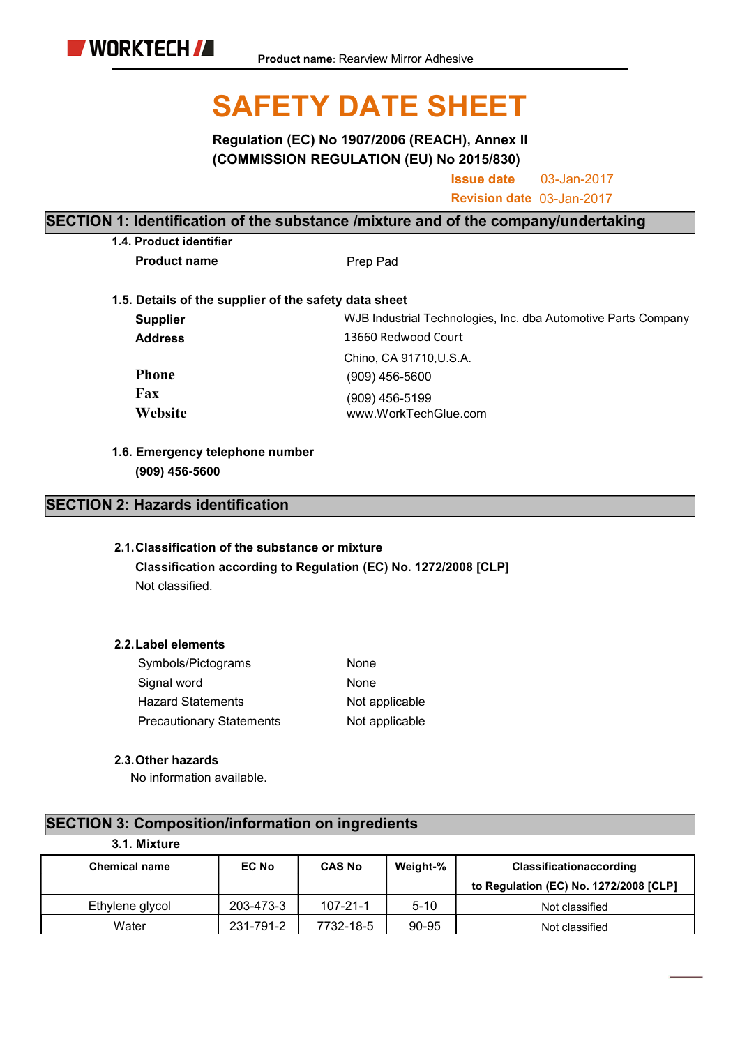**Product name**: Rearview Mirror Adhesive

# SAFETY DATE SHEET

**Regulation (EC) No 1907/2006 (REACH), Annex II**
**(COMMISSION REGULATION (EU) No 2015/830)**

**Issue date** 03-Jan-2017
**Revision date** 03-Jan-2017

## SECTION 1: Identification of the substance /mixture and of the company/undertaking

**1.4. Product identifier**

**Product name** Prep Pad

**1.5. Details of the supplier of the safety data sheet**

| | |
|---|---|
| **Supplier** | WJB Industrial Technologies, Inc. dba Automotive Parts Company |
| **Address** | 13660 Redwood Court<br>Chino, CA 91710,U.S.A. |
| **Phone** | (909) 456-5600 |
| **Fax** | (909) 456-5199 |
| **Website** | www.WorkTechGlue.com |

**1.6. Emergency telephone number**

**(909) 456-5600**

## SECTION 2: Hazards identification

**2.1. Classification of the substance or mixture**

**Classification according to Regulation (EC) No. 1272/2008 [CLP]**

Not classified.

**2.2. Label elements**

| | |
|---|---|
| Symbols/Pictograms | None |
| Signal word | None |
| Hazard Statements | Not applicable |
| Precautionary Statements | Not applicable |

**2.3. Other hazards**

No information available.

## SECTION 3: Composition/information on ingredients

**3.1. Mixture**

| Chemical name | EC No | CAS No | Weight-% | Classificationaccording to Regulation (EC) No. 1272/2008 [CLP] |
|---|---|---|---|---|
| Ethylene glycol | 203-473-3 | 107-21-1 | 5-10 | Not classified |
| Water | 231-791-2 | 7732-18-5 | 90-95 | Not classified |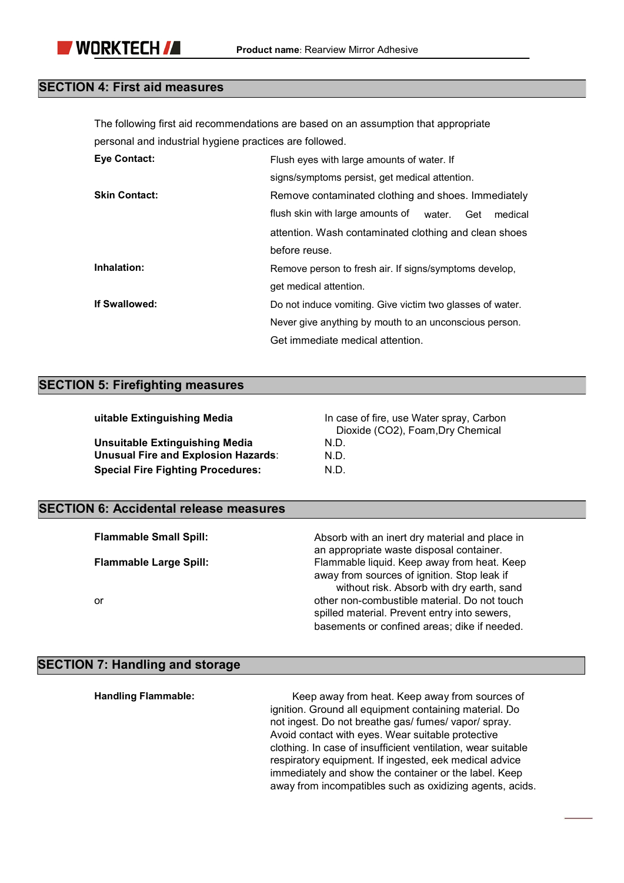## SECTION 4: First aid measures

The following first aid recommendations are based on an assumption that appropriate personal and industrial hygiene practices are followed.

**Eye Contact:** Flush eyes with large amounts of water. If signs/symptoms persist, get medical attention.

**Skin Contact:** Remove contaminated clothing and shoes. Immediately flush skin with large amounts of water. Get medical attention. Wash contaminated clothing and clean shoes before reuse.

**Inhalation:** Remove person to fresh air. If signs/symptoms develop, get medical attention.

**If Swallowed:** Do not induce vomiting. Give victim two glasses of water. Never give anything by mouth to an unconscious person. Get immediate medical attention.

## SECTION 5: Firefighting measures

**uitable Extinguishing Media** In case of fire, use Water spray, Carbon Dioxide ($CO_2$), Foam,Dry Chemical

**Unsuitable Extinguishing Media** N.D.

**Unusual Fire and Explosion Hazards**: N.D.

**Special Fire Fighting Procedures:** N.D.

## SECTION 6: Accidental release measures

**Flammable Small Spill:** Absorb with an inert dry material and place in an appropriate waste disposal container.

**Flammable Large Spill:** Flammable liquid. Keep away from heat. Keep away from sources of ignition. Stop leak if without risk. Absorb with dry earth, sand or other non-combustible material. Do not touch spilled material. Prevent entry into sewers, basements or confined areas; dike if needed.

## SECTION 7: Handling and storage

**Handling Flammable:** Keep away from heat. Keep away from sources of ignition. Ground all equipment containing material. Do not ingest. Do not breathe gas/ fumes/ vapor/ spray. Avoid contact with eyes. Wear suitable protective clothing. In case of insufficient ventilation, wear suitable respiratory equipment. If ingested, eek medical advice immediately and show the container or the label. Keep away from incompatibles such as oxidizing agents, acids.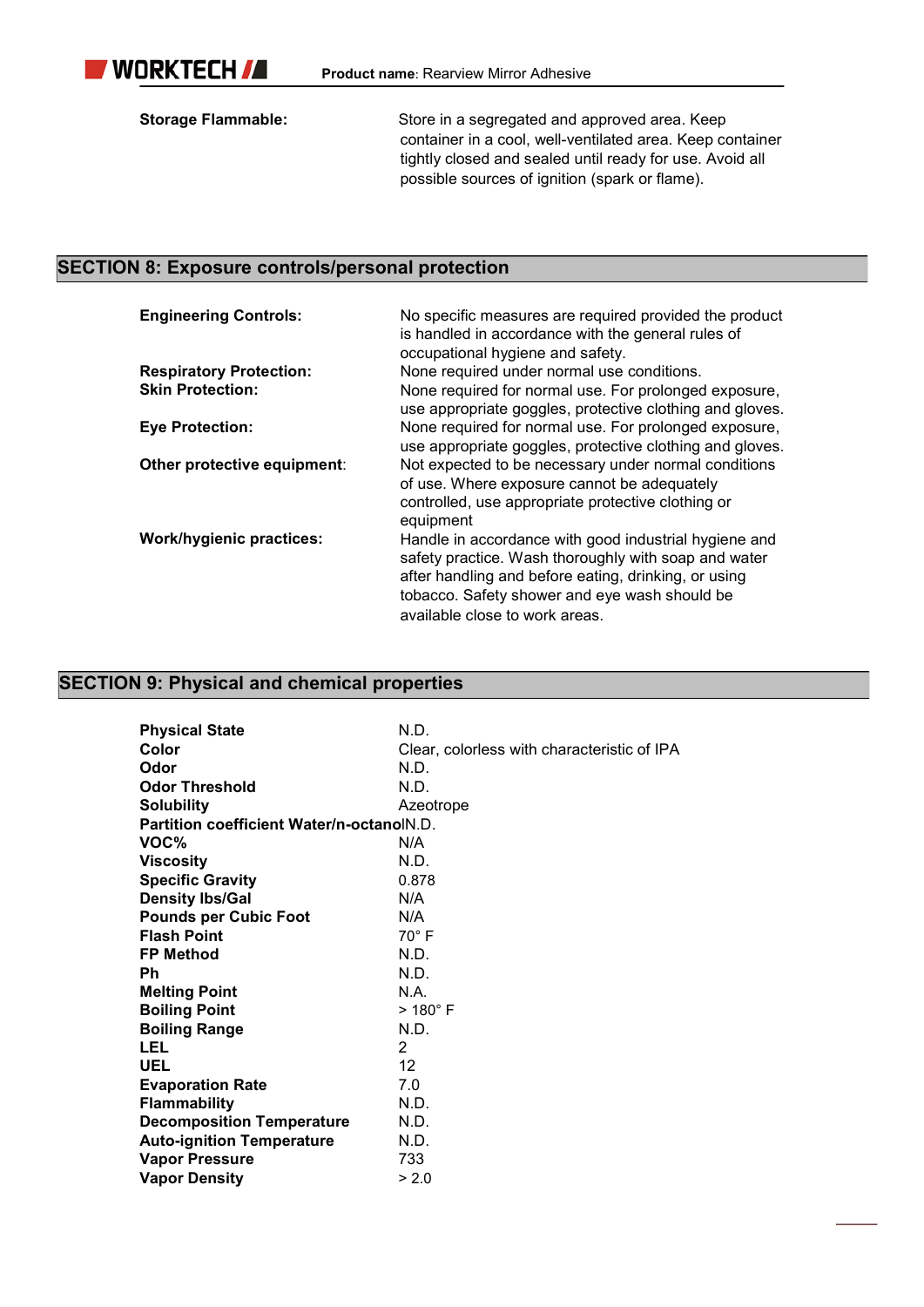**Storage Flammable:** Store in a segregated and approved area. Keep container in a cool, well-ventilated area. Keep container tightly closed and sealed until ready for use. Avoid all possible sources of ignition (spark or flame).

## SECTION 8: Exposure controls/personal protection

| | |
|---|---|
| **Engineering Controls:** | No specific measures are required provided the product is handled in accordance with the general rules of occupational hygiene and safety. |
| **Respiratory Protection:** | None required under normal use conditions. |
| **Skin Protection:** | None required for normal use. For prolonged exposure, use appropriate goggles, protective clothing and gloves. |
| **Eye Protection:** | None required for normal use. For prolonged exposure, use appropriate goggles, protective clothing and gloves. |
| **Other protective equipment**: | Not expected to be necessary under normal conditions of use. Where exposure cannot be adequately controlled, use appropriate protective clothing or equipment |
| **Work/hygienic practices:** | Handle in accordance with good industrial hygiene and safety practice. Wash thoroughly with soap and water after handling and before eating, drinking, or using tobacco. Safety shower and eye wash should be available close to work areas. |

## SECTION 9: Physical and chemical properties

| | |
|---|---|
| **Physical State** | N.D. |
| **Color** | Clear, colorless with characteristic of IPA |
| **Odor** | N.D. |
| **Odor Threshold** | N.D. |
| **Solubility** | Azeotrope |
| **Partition coefficient Water/n-octanol** | N.D. |
| **VOC%** | N/A |
| **Viscosity** | N.D. |
| **Specific Gravity** | 0.878 |
| **Density lbs/Gal** | N/A |
| **Pounds per Cubic Foot** | N/A |
| **Flash Point** | 70° F |
| **FP Method** | N.D. |
| **Ph** | N.D. |
| **Melting Point** | N.A. |
| **Boiling Point** | > 180° F |
| **Boiling Range** | N.D. |
| **LEL** | 2 |
| **UEL** | 12 |
| **Evaporation Rate** | 7.0 |
| **Flammability** | N.D. |
| **Decomposition Temperature** | N.D. |
| **Auto-ignition Temperature** | N.D. |
| **Vapor Pressure** | 733 |
| **Vapor Density** | > 2.0 |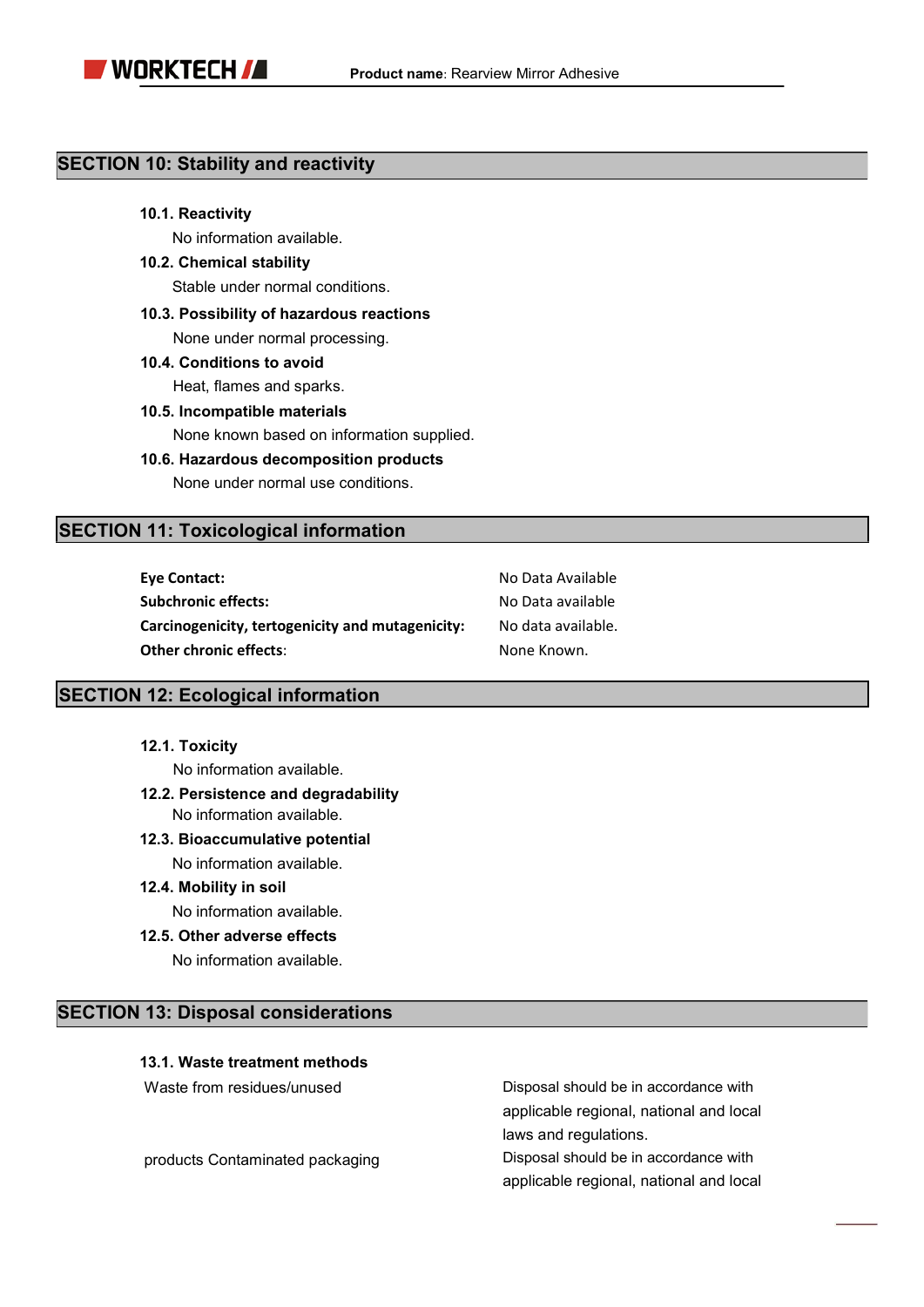## SECTION 10: Stability and reactivity

### 10.1. Reactivity

No information available.

### 10.2. Chemical stability

Stable under normal conditions.

### 10.3. Possibility of hazardous reactions

None under normal processing.

### 10.4. Conditions to avoid

Heat, flames and sparks.

### 10.5. Incompatible materials

None known based on information supplied.

### 10.6. Hazardous decomposition products

None under normal use conditions.

## SECTION 11: Toxicological information

| | |
|---|---|
| **Eye Contact:** | No Data Available |
| **Subchronic effects:** | No Data available |
| **Carcinogenicity, tertogenicity and mutagenicity:** | No data available. |
| **Other chronic effects:** | None Known. |

## SECTION 12: Ecological information

### 12.1. Toxicity

No information available.

### 12.2. Persistence and degradability

No information available.

### 12.3. Bioaccumulative potential

No information available.

### 12.4. Mobility in soil

No information available.

### 12.5. Other adverse effects

No information available.

## SECTION 13: Disposal considerations

### 13.1. Waste treatment methods

| | |
|---|---|
| Waste from residues/unused | Disposal should be in accordance with applicable regional, national and local laws and regulations. |
| products Contaminated packaging | Disposal should be in accordance with applicable regional, national and local |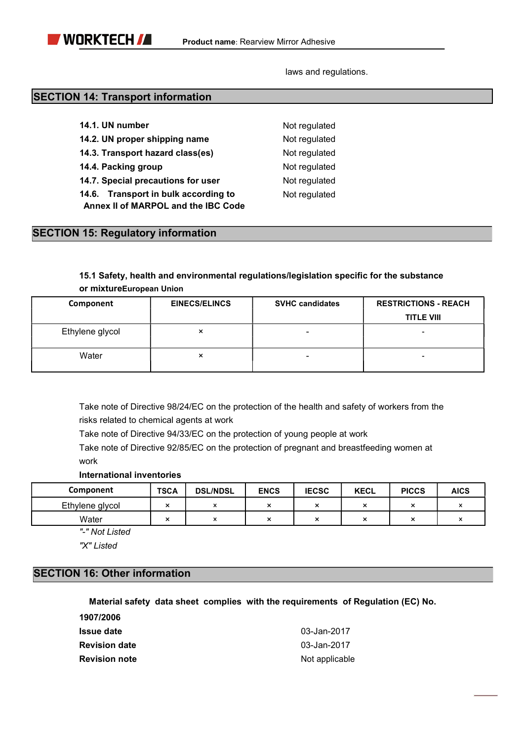laws and regulations.

## SECTION 14: Transport information

| | |
|---|---|
| **14.1. UN number** | Not regulated |
| **14.2. UN proper shipping name** | Not regulated |
| **14.3. Transport hazard class(es)** | Not regulated |
| **14.4. Packing group** | Not regulated |
| **14.7. Special precautions for user** | Not regulated |
| **14.6. Transport in bulk according to Annex II of MARPOL and the IBC Code** | Not regulated |

## SECTION 15: Regulatory information

**15.1 Safety, health and environmental regulations/legislation specific for the substance or mixtureEuropean Union**

| Component | EINECS/ELINCS | SVHC candidates | RESTRICTIONS - REACH TITLE VIII |
|---|---|---|---|
| Ethylene glycol | × | - | - |
| Water | × | - | - |

Take note of Directive 98/24/EC on the protection of the health and safety of workers from the risks related to chemical agents at work

Take note of Directive 94/33/EC on the protection of young people at work

Take note of Directive 92/85/EC on the protection of pregnant and breastfeeding women at work

**International inventories**

| Component | TSCA | DSL/NDSL | ENCS | IECSC | KECL | PICCS | AICS |
|---|---|---|---|---|---|---|---|
| Ethylene glycol | × | × | × | × | × | × | × |
| Water | × | × | × | × | × | × | × |

*"-" Not Listed*

*"X" Listed*

## SECTION 16: Other information

**Material safety data sheet complies with the requirements of Regulation (EC) No. 1907/2006**

| | |
|---|---|
| **Issue date** | 03-Jan-2017 |
| **Revision date** | 03-Jan-2017 |
| **Revision note** | Not applicable |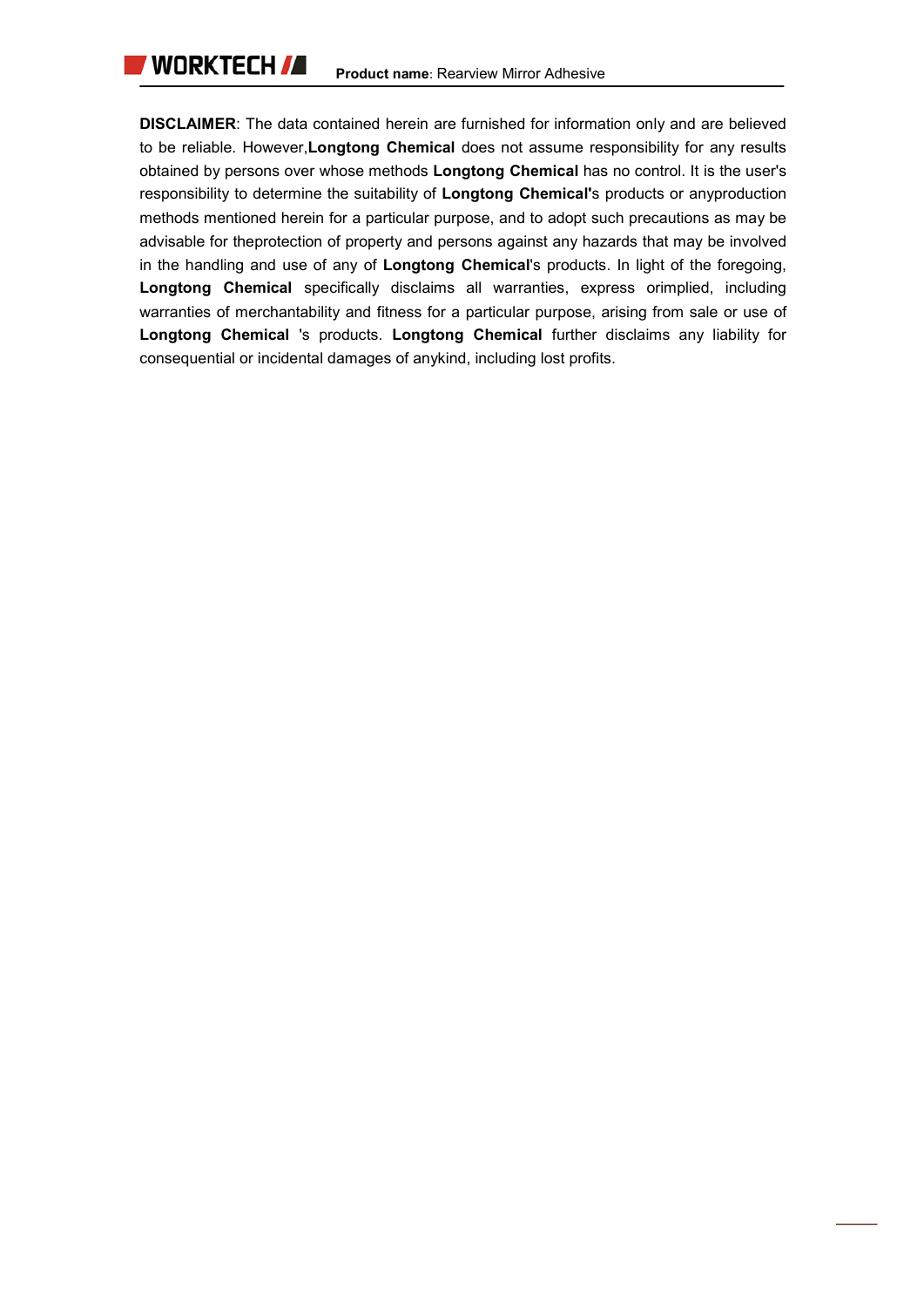**DISCLAIMER**: The data contained herein are furnished for information only and are believed to be reliable. However,**Longtong Chemical** does not assume responsibility for any results obtained by persons over whose methods **Longtong Chemical** has no control. It is the user's responsibility to determine the suitability of **Longtong Chemical's** products or anyproduction methods mentioned herein for a particular purpose, and to adopt such precautions as may be advisable for theprotection of property and persons against any hazards that may be involved in the handling and use of any of **Longtong Chemical**'s products. In light of the foregoing, **Longtong Chemical** specifically disclaims all warranties, express orimplied, including warranties of merchantability and fitness for a particular purpose, arising from sale or use of **Longtong Chemical** 's products. **Longtong Chemical** further disclaims any liability for consequential or incidental damages of anykind, including lost profits.